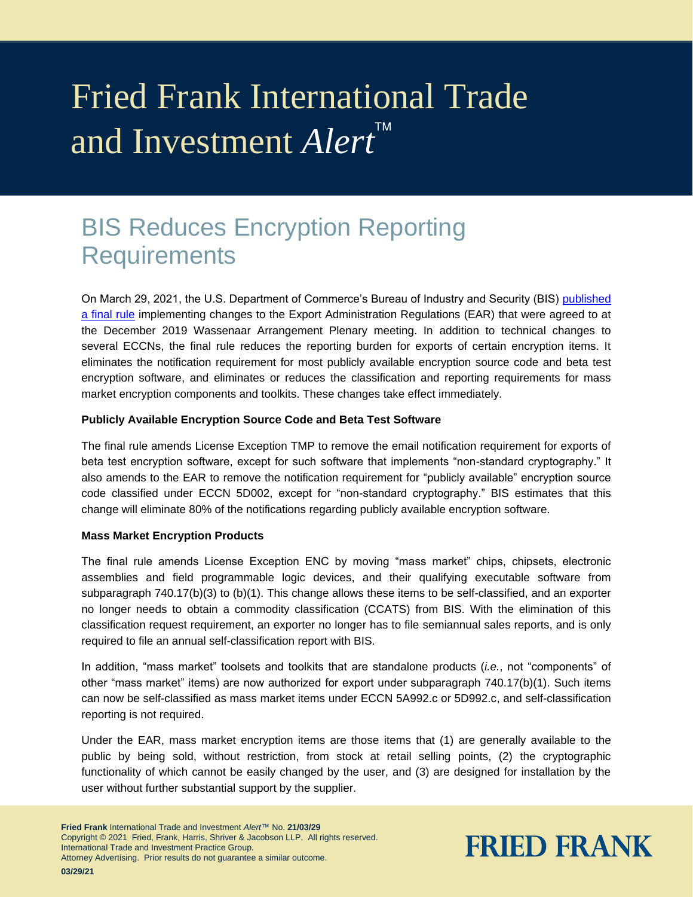# Fried Frank International Trade and Investment *Alert*™

## BIS Reduces Encryption Reporting Requirements

On March 29, 2021, the U.S. Department of Commerce's Bureau of Industry and Security (BIS) [published a final rule] implementing changes to the Export Administration Regulations (EAR) that were agreed to at the December 2019 Wassenaar Arrangement Plenary meeting. In addition to technical changes to several ECCNs, the final rule reduces the reporting burden for exports of certain encryption items. It eliminates the notification requirement for most publicly available encryption source code and beta test encryption software, and eliminates or reduces the classification and reporting requirements for mass market encryption components and toolkits. These changes take effect immediately.

**Publicly Available Encryption Source Code and Beta Test Software**

The final rule amends License Exception TMP to remove the email notification requirement for exports of beta test encryption software, except for such software that implements "non-standard cryptography." It also amends to the EAR to remove the notification requirement for "publicly available" encryption source code classified under ECCN 5D002, except for "non-standard cryptography." BIS estimates that this change will eliminate 80% of the notifications regarding publicly available encryption software.

**Mass Market Encryption Products**

The final rule amends License Exception ENC by moving "mass market" chips, chipsets, electronic assemblies and field programmable logic devices, and their qualifying executable software from subparagraph 740.17(b)(3) to (b)(1). This change allows these items to be self-classified, and an exporter no longer needs to obtain a commodity classification (CCATS) from BIS. With the elimination of this classification request requirement, an exporter no longer has to file semiannual sales reports, and is only required to file an annual self-classification report with BIS.

In addition, "mass market" toolsets and toolkits that are standalone products (*i.e.*, not "components" of other "mass market" items) are now authorized for export under subparagraph 740.17(b)(1). Such items can now be self-classified as mass market items under ECCN 5A992.c or 5D992.c, and self-classification reporting is not required.

Under the EAR, mass market encryption items are those items that (1) are generally available to the public by being sold, without restriction, from stock at retail selling points, (2) the cryptographic functionality of which cannot be easily changed by the user, and (3) are designed for installation by the user without further substantial support by the supplier.

**Fried Frank** International Trade and Investment *Alert*™ No. **21/03/29**
Copyright © 2021 Fried, Frank, Harris, Shriver & Jacobson LLP. All rights reserved.
International Trade and Investment Practice Group.
Attorney Advertising. Prior results do not guarantee a similar outcome.
**03/29/21**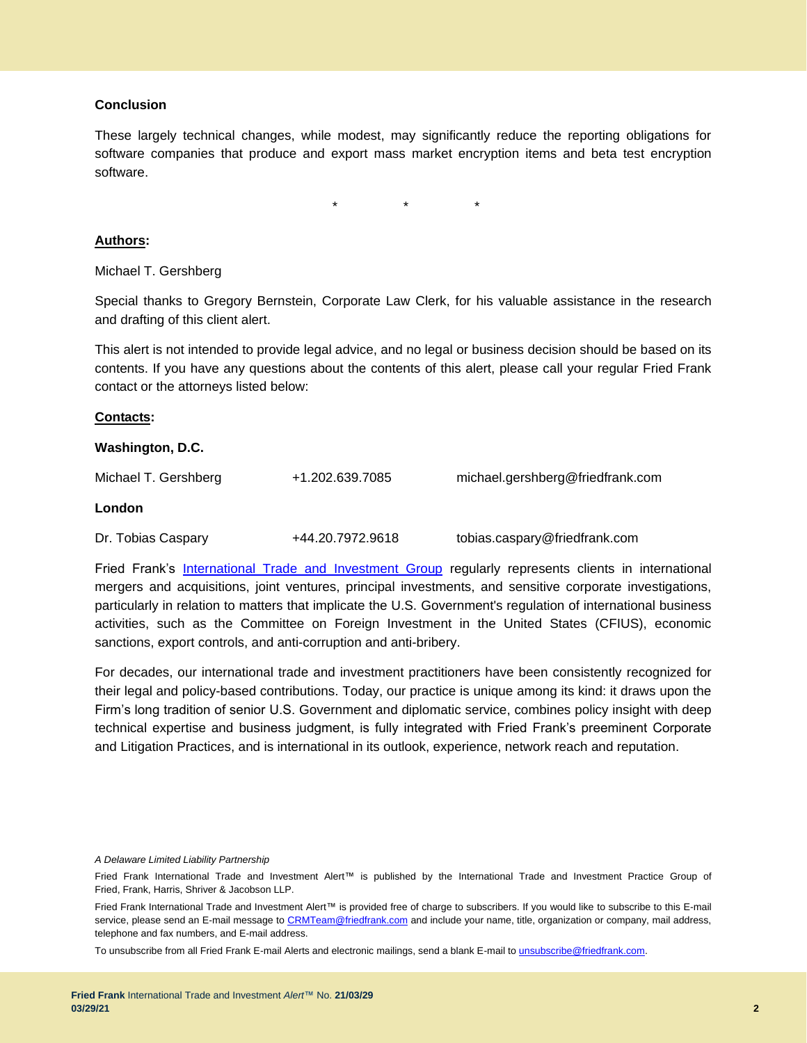**Conclusion**

These largely technical changes, while modest, may significantly reduce the reporting obligations for software companies that produce and export mass market encryption items and beta test encryption software.

\* \* \*

**Authors:**

Michael T. Gershberg

Special thanks to Gregory Bernstein, Corporate Law Clerk, for his valuable assistance in the research and drafting of this client alert.

This alert is not intended to provide legal advice, and no legal or business decision should be based on its contents. If you have any questions about the contents of this alert, please call your regular Fried Frank contact or the attorneys listed below:

**Contacts:**

**Washington, D.C.**

| | | |
|---|---|---|
| Michael T. Gershberg | +1.202.639.7085 | michael.gershberg@friedfrank.com |

**London**

| | | |
|---|---|---|
| Dr. Tobias Caspary | +44.20.7972.9618 | tobias.caspary@friedfrank.com |

Fried Frank's International Trade and Investment Group regularly represents clients in international mergers and acquisitions, joint ventures, principal investments, and sensitive corporate investigations, particularly in relation to matters that implicate the U.S. Government's regulation of international business activities, such as the Committee on Foreign Investment in the United States (CFIUS), economic sanctions, export controls, and anti-corruption and anti-bribery.

For decades, our international trade and investment practitioners have been consistently recognized for their legal and policy-based contributions. Today, our practice is unique among its kind: it draws upon the Firm's long tradition of senior U.S. Government and diplomatic service, combines policy insight with deep technical expertise and business judgment, is fully integrated with Fried Frank's preeminent Corporate and Litigation Practices, and is international in its outlook, experience, network reach and reputation.

*A Delaware Limited Liability Partnership*

Fried Frank International Trade and Investment Alert™ is published by the International Trade and Investment Practice Group of Fried, Frank, Harris, Shriver & Jacobson LLP.

Fried Frank International Trade and Investment Alert™ is provided free of charge to subscribers. If you would like to subscribe to this E-mail service, please send an E-mail message to CRMTeam@friedfrank.com and include your name, title, organization or company, mail address, telephone and fax numbers, and E-mail address.

To unsubscribe from all Fried Frank E-mail Alerts and electronic mailings, send a blank E-mail to unsubscribe@friedfrank.com.